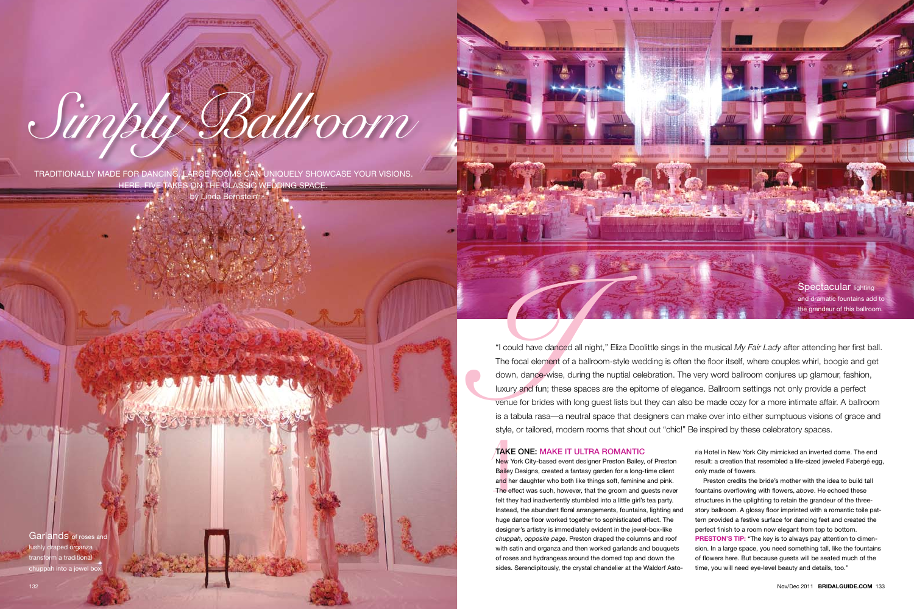# Simply Ballroom

TRADITIONALLY MADE FOR DANCING, LARGE ROOMS CAN UNIQUELY SHOWCASE YOUR VISIONS. HERE, FIVE TAKES ON THE CLASSIC WEDDING SPACE.

by Linda Bernstein

Garlands of roses and lushly draped organza transform a traditional chuppah into a jewel box.

Spectacular lighting and dramatic fountains add to the grandeur of this ballroom.

"I could have danced all night," Eliza Doolittle sings in the musical *My Fair Lady* after attending her first ball. The focal element of a ballroom-style wedding is often the floor itself, where couples whirl, boogie and get down, dance-wise, during the nuptial celebration. The very word ballroom conjures up glamour, fashion, luxury and fun; these spaces are the epitome of elegance. Ballroom settings not only provide a perfect venue for brides with long guest lists but they can also be made cozy for a more intimate affair. A ballroom is a tabula rasa—a neutral space that designers can make over into either sumptuous visions of grace and style, or tailored, modern rooms that shout out "chic!" Be inspired by these celebratory spaces.

## TAKE ONE: MAKE IT ULTRA ROMANTIC

New York City-based event designer Preston Bailey, of Preston Bailey Designs, created a fantasy garden for a long-time client and her daughter who both like things soft, feminine and pink. The effect was such, however, that the groom and guests never felt they had inadvertently stumbled into a little girl's tea party. Instead, the abundant floral arrangements, fountains, lighting and huge dance floor worked together to sophisticated effect. The designer's artistry is immediately evident in the jewel-box-like *chuppah, opposite page*. Preston draped the columns and roof with satin and organza and then worked garlands and bouquets of roses and hydrangeas around the domed top and down the sides. Serendipitously, the crystal chandelier at the Waldorf Astoria Hotel in New York City mimicked an inverted dome. The end result: a creation that resembled a life-sized jeweled Fabergé egg, only made of flowers.

Preston credits the bride's mother with the idea to build tall fountains overflowing with flowers, *above*. He echoed these structures in the uplighting to retain the grandeur of the three-story ballroom. A glossy floor imprinted with a romantic toile pattern provided a festive surface for dancing feet and created the perfect finish to a room now elegant from top to bottom.

**PRESTON'S TIP:** "The key is to always pay attention to dimension. In a large space, you need something tall, like the fountains of flowers here. But because guests will be seated much of the time, you will need eye-level beauty and details, too."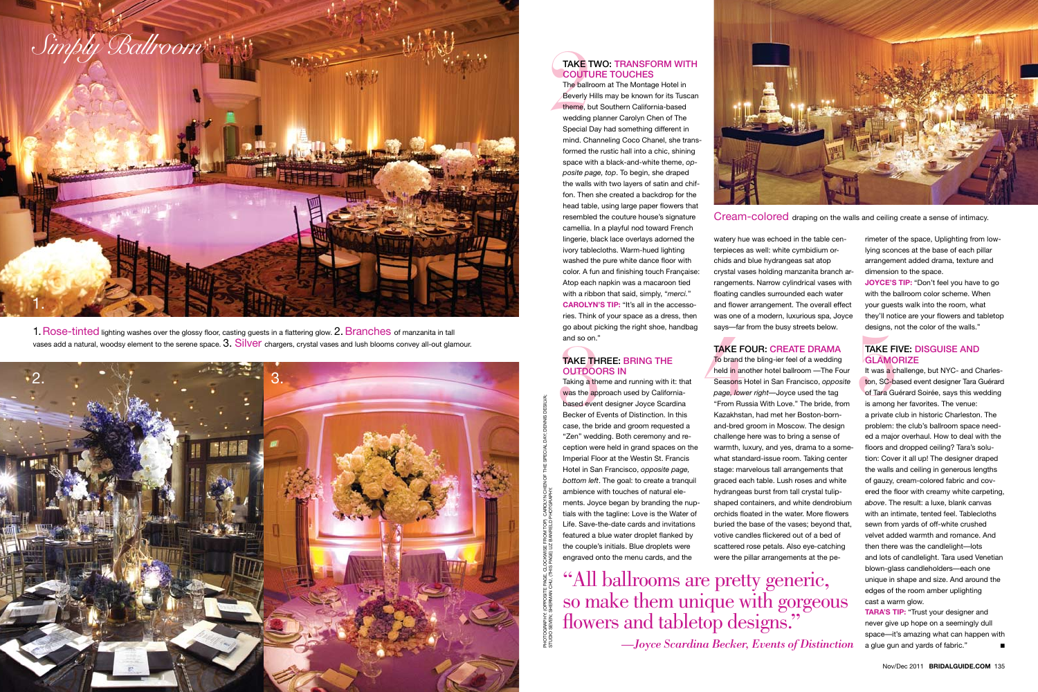*Simply Ballroom*

1. Rose-tinted lighting washes over the glossy floor, casting guests in a flattering glow. 2. Branches of manzanita in tall vases add a natural, woodsy element to the serene space. 3. Silver chargers, crystal vases and lush blooms convey all-out glamour.

## TAKE TWO: TRANSFORM WITH COUTURE TOUCHES

The ballroom at The Montage Hotel in Beverly Hills may be known for its Tuscan theme, but Southern California-based wedding planner Carolyn Chen of The Special Day had something different in mind. Channeling Coco Chanel, she transformed the rustic hall into a chic, shining space with a black-and-white theme, *opposite page, top*. To begin, she draped the walls with two layers of satin and chiffon. Then she created a backdrop for the head table, using large paper flowers that resembled the couture house's signature camellia. In a playful nod toward French lingerie, black lace overlays adorned the ivory tablecloths. Warm-hued lighting washed the pure white dance floor with color. A fun and finishing touch Française: Atop each napkin was a macaroon tied with a ribbon that said, simply, "*merci.*"

**CAROLYN'S TIP:** "It's all in the accessories. Think of your space as a dress, then go about picking the right shoe, handbag and so on."

## TAKE THREE: BRING THE OUTDOORS IN

Taking a theme and running with it: that was the approach used by California-based event designer Joyce Scardina Becker of Events of Distinction. In this case, the bride and groom requested a "Zen" wedding. Both ceremony and reception were held in grand spaces on the Imperial Floor at the Westin St. Francis Hotel in San Francisco, *opposite page, bottom left*. The goal: to create a tranquil ambience with touches of natural elements. Joyce began by branding the nuptials with the tagline: Love is the Water of Life. Save-the-date cards and invitations featured a blue water droplet flanked by the couple's initials. Blue droplets were engraved onto the menu cards, and the watery hue was echoed in the table centerpieces as well: white cymbidium orchids and blue hydrangeas sat atop crystal vases holding manzanita branch arrangements. Narrow cylindrical vases with floating candles surrounded each water and flower arrangement. The overall effect was one of a modern, luxurious spa, Joyce says—far from the busy streets below.

## TAKE FOUR: CREATE DRAMA

To brand the bling-ier feel of a wedding held in another hotel ballroom —The Four Seasons Hotel in San Francisco, *opposite page, lower right*—Joyce used the tag "From Russia With Love." The bride, from Kazakhstan, had met her Boston-born-and-bred groom in Moscow. The design challenge here was to bring a sense of warmth, luxury, and yes, drama to a somewhat standard-issue room. Taking center stage: marvelous tall arrangements that graced each table. Lush roses and white hydrangeas burst from tall crystal tulip-shaped containers, and white dendrobium orchids floated in the water. More flowers buried the base of the vases; beyond that, votive candles flickered out of a bed of scattered rose petals. Also eye-catching were the pillar arrangements at the perimeter of the space. Uplighting from low-lying sconces at the base of each pillar arrangement added drama, texture and dimension to the space.

**JOYCE'S TIP:** "Don't feel you have to go with the ballroom color scheme. When your guests walk into the room, what they'll notice are your flowers and tabletop designs, not the color of the walls."

Cream-colored draping on the walls and ceiling create a sense of intimacy.

## TAKE FIVE: DISGUISE AND GLAMORIZE

It was a challenge, but NYC- and Charleston, SC-based event designer Tara Guérard of Tara Guérard Soirée, says this wedding is among her favorites. The venue: a private club in historic Charleston. The problem: the club's ballroom space needed a major overhaul. How to deal with the floors and dropped ceiling? Tara's solution: Cover it all up! The designer draped the walls and ceiling in generous lengths of gauzy, cream-colored fabric and covered the floor with creamy white carpeting, *above*. The result: a luxe, blank canvas with an intimate, tented feel. Tablecloths sewn from yards of off-white crushed velvet added warmth and romance. And then there was the candlelight—lots and lots of candlelight. Tara used Venetian blown-glass candleholders—each one unique in shape and size. And around the edges of the room amber uplighting cast a warm glow.

**TARA'S TIP:** "Trust your designer and never give up hope on a seemingly dull space—it's amazing what can happen with a glue gun and yards of fabric." ■

> "All ballrooms are pretty generic, so make them unique with gorgeous flowers and tabletop designs."
>
> *—Joyce Scardina Becker, Events of Distinction*

PHOTOGRAPHY (OPPOSITE PAGE, CLOCKWISE FROM TOP): CAROLYN CHEN OF THE SPECIAL DAY; DENNIS DESILVA; STUDIO SEVEN; SHERMAN CHU. (THIS PAGE): LIZ BANFIELD PHOTOGRAPHY.